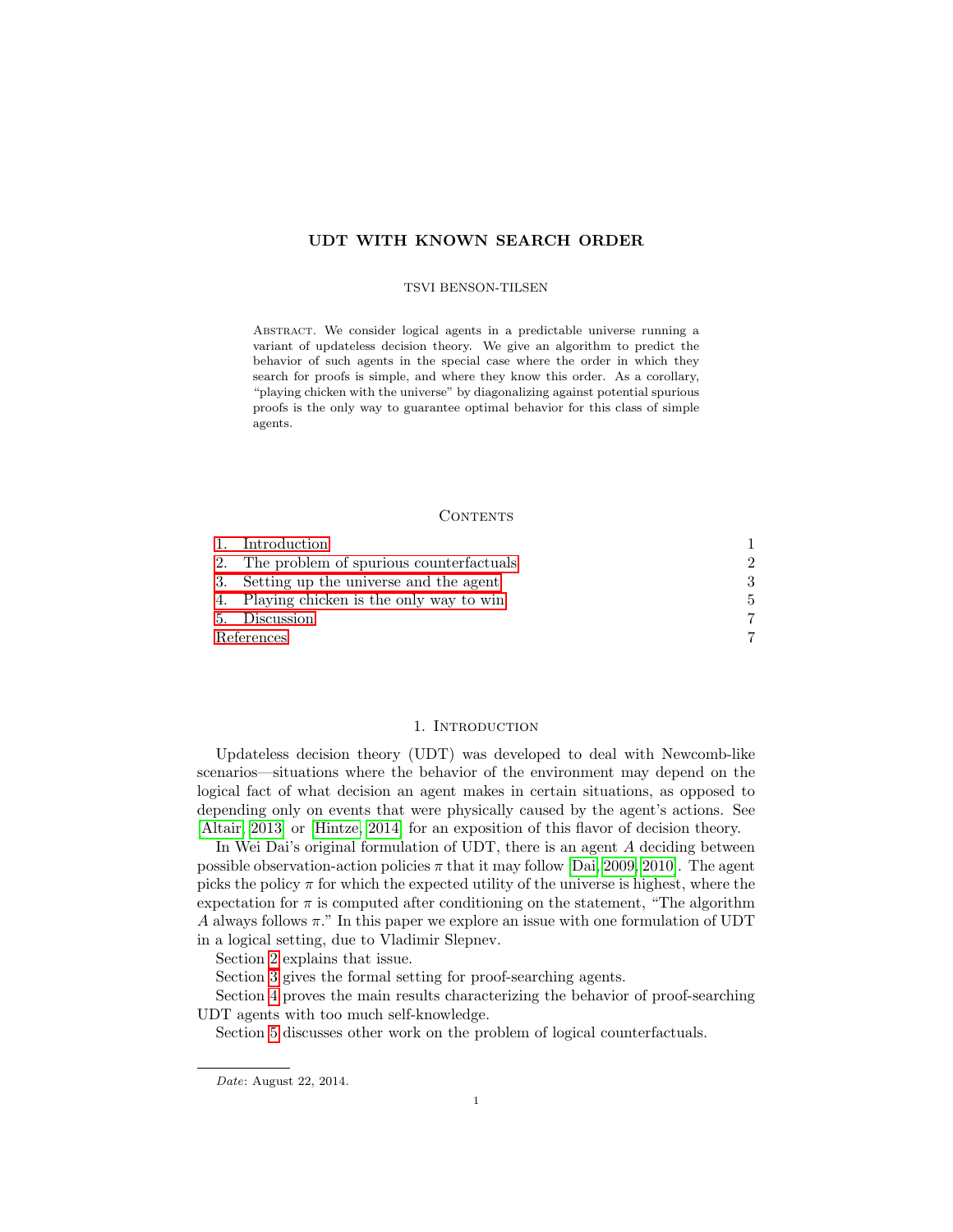# UDT WITH KNOWN SEARCH ORDER

TSVI BENSON-TILSEN

Abstract. We consider logical agents in a predictable universe running a variant of updateless decision theory. We give an algorithm to predict the behavior of such agents in the special case where the order in which they search for proofs is simple, and where they know this order. As a corollary, "playing chicken with the universe" by diagonalizing against potential spurious proofs is the only way to guarantee optimal behavior for this class of simple agents.

## Contents

| | |
|---|---|
| 1. Introduction | 1 |
| 2. The problem of spurious counterfactuals | 2 |
| 3. Setting up the universe and the agent | 3 |
| 4. Playing chicken is the only way to win | 5 |
| 5. Discussion | 7 |
| References | 7 |

## 1. Introduction

Updateless decision theory (UDT) was developed to deal with Newcomb-like scenarios—situations where the behavior of the environment may depend on the logical fact of what decision an agent makes in certain situations, as opposed to depending only on events that were physically caused by the agent's actions. See [Altair, 2013] or [Hintze, 2014] for an exposition of this flavor of decision theory.

In Wei Dai's original formulation of UDT, there is an agent $A$ deciding between possible observation-action policies $\pi$ that it may follow [Dai, 2009, 2010]. The agent picks the policy $\pi$ for which the expected utility of the universe is highest, where the expectation for $\pi$ is computed after conditioning on the statement, "The algorithm $A$ always follows $\pi$." In this paper we explore an issue with one formulation of UDT in a logical setting, due to Vladimir Slepnev.

Section 2 explains that issue.

Section 3 gives the formal setting for proof-searching agents.

Section 4 proves the main results characterizing the behavior of proof-searching UDT agents with too much self-knowledge.

Section 5 discusses other work on the problem of logical counterfactuals.

*Date*: August 22, 2014.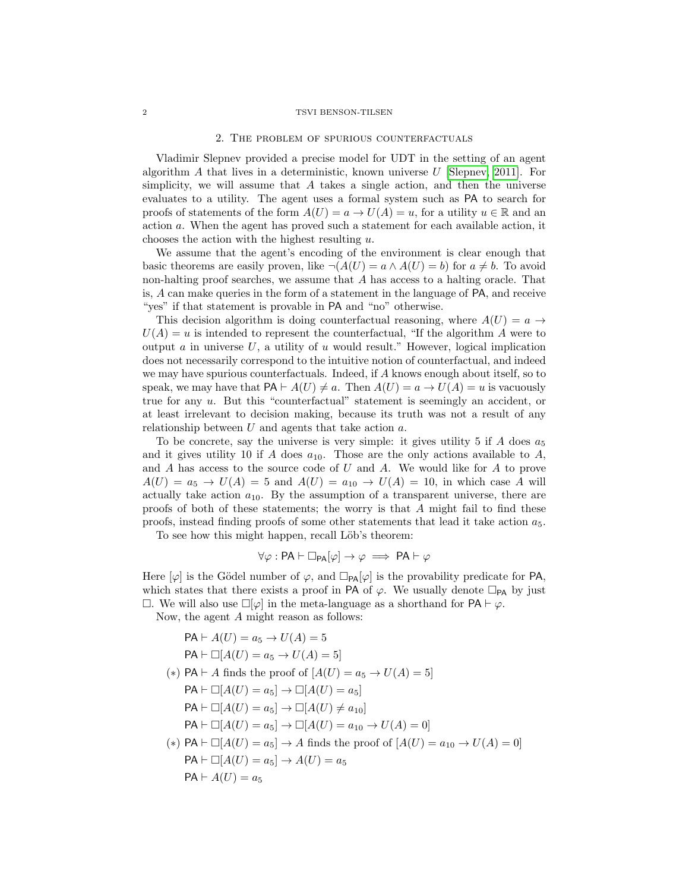## 2. The problem of spurious counterfactuals

Vladimir Slepnev provided a precise model for UDT in the setting of an agent algorithm $A$ that lives in a deterministic, known universe $U$ [Slepnev, 2011]. For simplicity, we will assume that $A$ takes a single action, and then the universe evaluates to a utility. The agent uses a formal system such as $\mathsf{PA}$ to search for proofs of statements of the form $A(U) = a \to U(A) = u$, for a utility $u \in \mathbb{R}$ and an action $a$. When the agent has proved such a statement for each available action, it chooses the action with the highest resulting $u$.

We assume that the agent's encoding of the environment is clear enough that basic theorems are easily proven, like $\neg(A(U) = a \wedge A(U) = b)$ for $a \neq b$. To avoid non-halting proof searches, we assume that $A$ has access to a halting oracle. That is, $A$ can make queries in the form of a statement in the language of $\mathsf{PA}$, and receive "yes" if that statement is provable in $\mathsf{PA}$ and "no" otherwise.

This decision algorithm is doing counterfactual reasoning, where $A(U) = a \to U(A) = u$ is intended to represent the counterfactual, "If the algorithm $A$ were to output $a$ in universe $U$, a utility of $u$ would result." However, logical implication does not necessarily correspond to the intuitive notion of counterfactual, and indeed we may have spurious counterfactuals. Indeed, if $A$ knows enough about itself, so to speak, we may have that $\mathsf{PA} \vdash A(U) \neq a$. Then $A(U) = a \to U(A) = u$ is vacuously true for any $u$. But this "counterfactual" statement is seemingly an accident, or at least irrelevant to decision making, because its truth was not a result of any relationship between $U$ and agents that take action $a$.

To be concrete, say the universe is very simple: it gives utility 5 if $A$ does $a_5$ and it gives utility 10 if $A$ does $a_{10}$. Those are the only actions available to $A$, and $A$ has access to the source code of $U$ and $A$. We would like for $A$ to prove $A(U) = a_5 \to U(A) = 5$ and $A(U) = a_{10} \to U(A) = 10$, in which case $A$ will actually take action $a_{10}$. By the assumption of a transparent universe, there are proofs of both of these statements; the worry is that $A$ might fail to find these proofs, instead finding proofs of some other statements that lead it take action $a_5$.

To see how this might happen, recall Löb's theorem:

$$\forall \varphi : \mathsf{PA} \vdash \square_{\mathsf{PA}}[\varphi] \to \varphi \implies \mathsf{PA} \vdash \varphi$$

Here $[\varphi]$ is the Gödel number of $\varphi$, and $\square_{\mathsf{PA}}[\varphi]$ is the provability predicate for $\mathsf{PA}$, which states that there exists a proof in $\mathsf{PA}$ of $\varphi$. We usually denote $\square_{\mathsf{PA}}$ by just $\square$. We will also use $\square[\varphi]$ in the meta-language as a shorthand for $\mathsf{PA} \vdash \varphi$.

Now, the agent $A$ might reason as follows:

$$\mathsf{PA} \vdash A(U) = a_5 \to U(A) = 5$$

$$\mathsf{PA} \vdash \square[A(U) = a_5 \to U(A) = 5]$$

$$(*)\ \mathsf{PA} \vdash A \text{ finds the proof of } [A(U) = a_5 \to U(A) = 5]$$

$$\mathsf{PA} \vdash \square[A(U) = a_5] \to \square[A(U) = a_5]$$

$$\mathsf{PA} \vdash \square[A(U) = a_5] \to \square[A(U) \neq a_{10}]$$

$$\mathsf{PA} \vdash \square[A(U) = a_5] \to \square[A(U) = a_{10} \to U(A) = 0]$$

$$(*)\ \mathsf{PA} \vdash \square[A(U) = a_5] \to A \text{ finds the proof of } [A(U) = a_{10} \to U(A) = 0]$$

$$\mathsf{PA} \vdash \square[A(U) = a_5] \to A(U) = a_5$$

$$\mathsf{PA} \vdash A(U) = a_5$$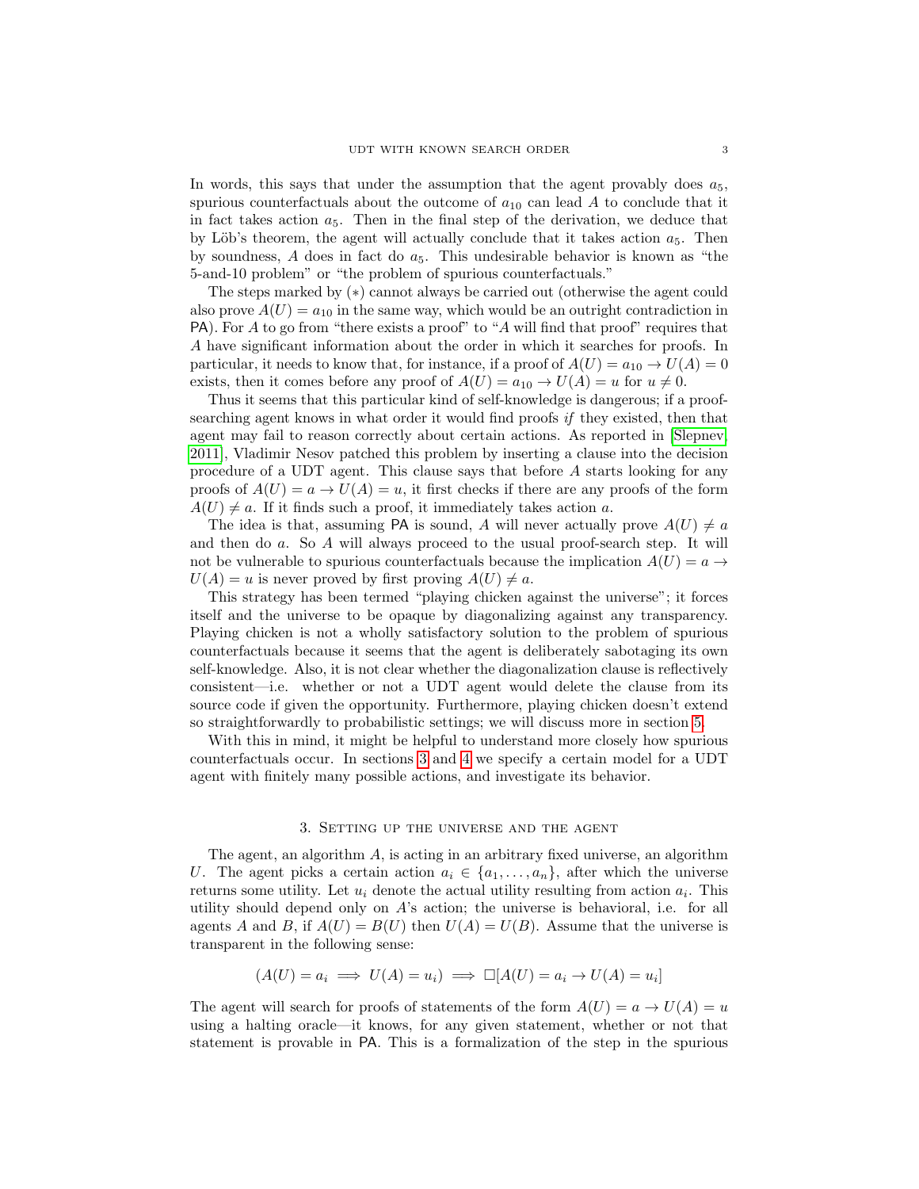In words, this says that under the assumption that the agent provably does $a_5$, spurious counterfactuals about the outcome of $a_{10}$ can lead $A$ to conclude that it in fact takes action $a_5$. Then in the final step of the derivation, we deduce that by Löb's theorem, the agent will actually conclude that it takes action $a_5$. Then by soundness, $A$ does in fact do $a_5$. This undesirable behavior is known as "the 5-and-10 problem" or "the problem of spurious counterfactuals."

The steps marked by (∗) cannot always be carried out (otherwise the agent could also prove $A(U) = a_{10}$ in the same way, which would be an outright contradiction in PA). For $A$ to go from "there exists a proof" to "$A$ will find that proof" requires that $A$ have significant information about the order in which it searches for proofs. In particular, it needs to know that, for instance, if a proof of $A(U) = a_{10} \to U(A) = 0$ exists, then it comes before any proof of $A(U) = a_{10} \to U(A) = u$ for $u \neq 0$.

Thus it seems that this particular kind of self-knowledge is dangerous; if a proof-searching agent knows in what order it would find proofs *if* they existed, then that agent may fail to reason correctly about certain actions. As reported in [Slepnev 2011], Vladimir Nesov patched this problem by inserting a clause into the decision procedure of a UDT agent. This clause says that before $A$ starts looking for any proofs of $A(U) = a \to U(A) = u$, it first checks if there are any proofs of the form $A(U) \neq a$. If it finds such a proof, it immediately takes action $a$.

The idea is that, assuming PA is sound, $A$ will never actually prove $A(U) \neq a$ and then do $a$. So $A$ will always proceed to the usual proof-search step. It will not be vulnerable to spurious counterfactuals because the implication $A(U) = a \to U(A) = u$ is never proved by first proving $A(U) \neq a$.

This strategy has been termed "playing chicken against the universe"; it forces itself and the universe to be opaque by diagonalizing against any transparency. Playing chicken is not a wholly satisfactory solution to the problem of spurious counterfactuals because it seems that the agent is deliberately sabotaging its own self-knowledge. Also, it is not clear whether the diagonalization clause is reflectively consistent—i.e. whether or not a UDT agent would delete the clause from its source code if given the opportunity. Furthermore, playing chicken doesn't extend so straightforwardly to probabilistic settings; we will discuss more in section 5.

With this in mind, it might be helpful to understand more closely how spurious counterfactuals occur. In sections 3 and 4 we specify a certain model for a UDT agent with finitely many possible actions, and investigate its behavior.

## 3. Setting up the universe and the agent

The agent, an algorithm $A$, is acting in an arbitrary fixed universe, an algorithm $U$. The agent picks a certain action $a_i \in \{a_1, \ldots, a_n\}$, after which the universe returns some utility. Let $u_i$ denote the actual utility resulting from action $a_i$. This utility should depend only on $A$'s action; the universe is behavioral, i.e. for all agents $A$ and $B$, if $A(U) = B(U)$ then $U(A) = U(B)$. Assume that the universe is transparent in the following sense:

$$(A(U) = a_i \implies U(A) = u_i) \implies \Box[A(U) = a_i \to U(A) = u_i]$$

The agent will search for proofs of statements of the form $A(U) = a \to U(A) = u$ using a halting oracle—it knows, for any given statement, whether or not that statement is provable in PA. This is a formalization of the step in the spurious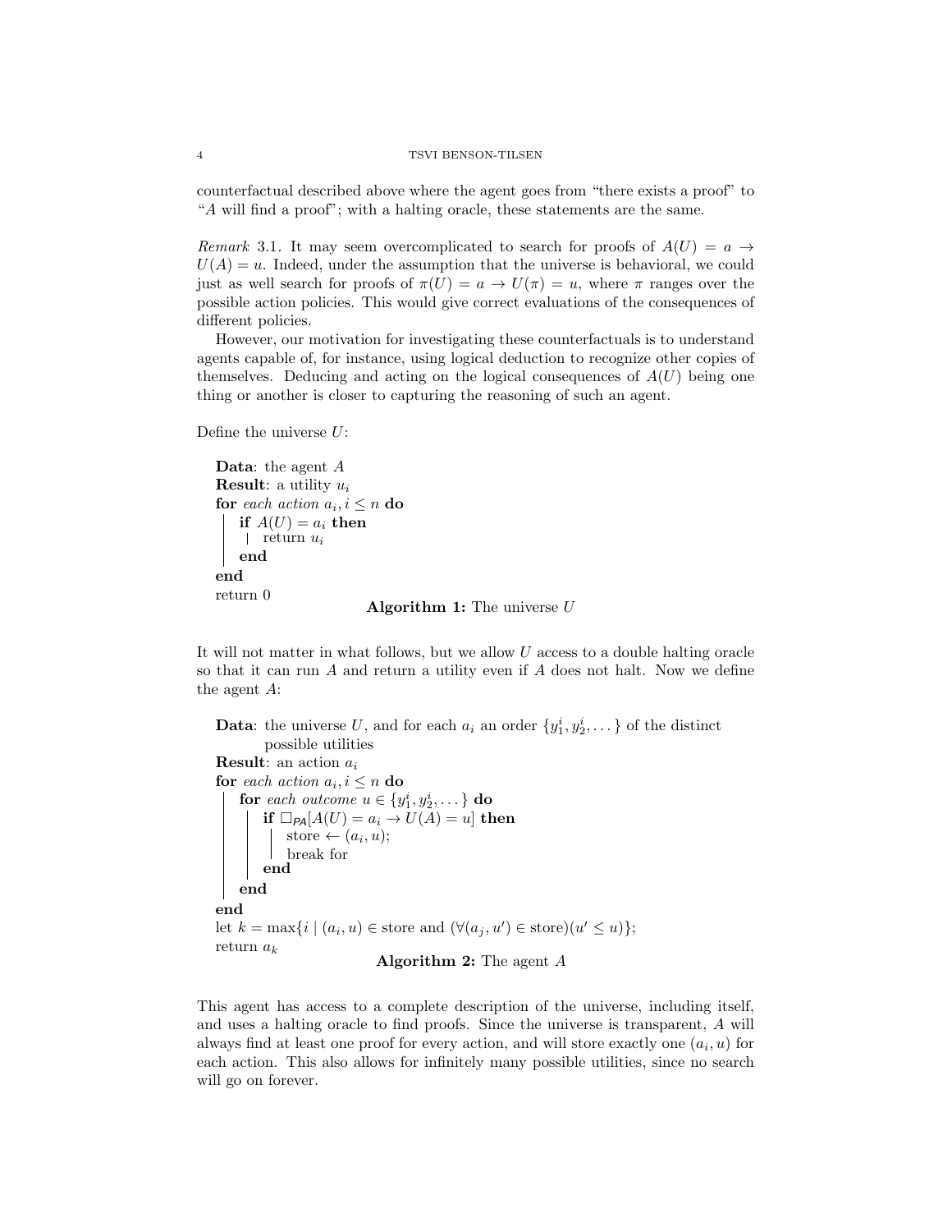counterfactual described above where the agent goes from "there exists a proof" to "$A$ will find a proof"; with a halting oracle, these statements are the same.

*Remark* 3.1. It may seem overcomplicated to search for proofs of $A(U) = a \to U(A) = u$. Indeed, under the assumption that the universe is behavioral, we could just as well search for proofs of $\pi(U) = a \to U(\pi) = u$, where $\pi$ ranges over the possible action policies. This would give correct evaluations of the consequences of different policies.

However, our motivation for investigating these counterfactuals is to understand agents capable of, for instance, using logical deduction to recognize other copies of themselves. Deducing and acting on the logical consequences of $A(U)$ being one thing or another is closer to capturing the reasoning of such an agent.

Define the universe $U$:

```
Data: the agent A
Result: a utility u_i
for each action a_i, i ≤ n do
    if A(U) = a_i then
        return u_i
    end
end
return 0
```

**Algorithm 1:** The universe $U$

It will not matter in what follows, but we allow $U$ access to a double halting oracle so that it can run $A$ and return a utility even if $A$ does not halt. Now we define the agent $A$:

```
Data: the universe U, and for each a_i an order {y^i_1, y^i_2, ...} of the distinct
      possible utilities
Result: an action a_i
for each action a_i, i ≤ n do
    for each outcome u ∈ {y^i_1, y^i_2, ...} do
        if □_PA[A(U) = a_i → U(A) = u] then
            store ← (a_i, u);
            break for
        end
    end
end
let k = max{i | (a_i, u) ∈ store and (∀(a_j, u') ∈ store)(u' ≤ u)};
return a_k
```

**Algorithm 2:** The agent $A$

This agent has access to a complete description of the universe, including itself, and uses a halting oracle to find proofs. Since the universe is transparent, $A$ will always find at least one proof for every action, and will store exactly one $(a_i, u)$ for each action. This also allows for infinitely many possible utilities, since no search will go on forever.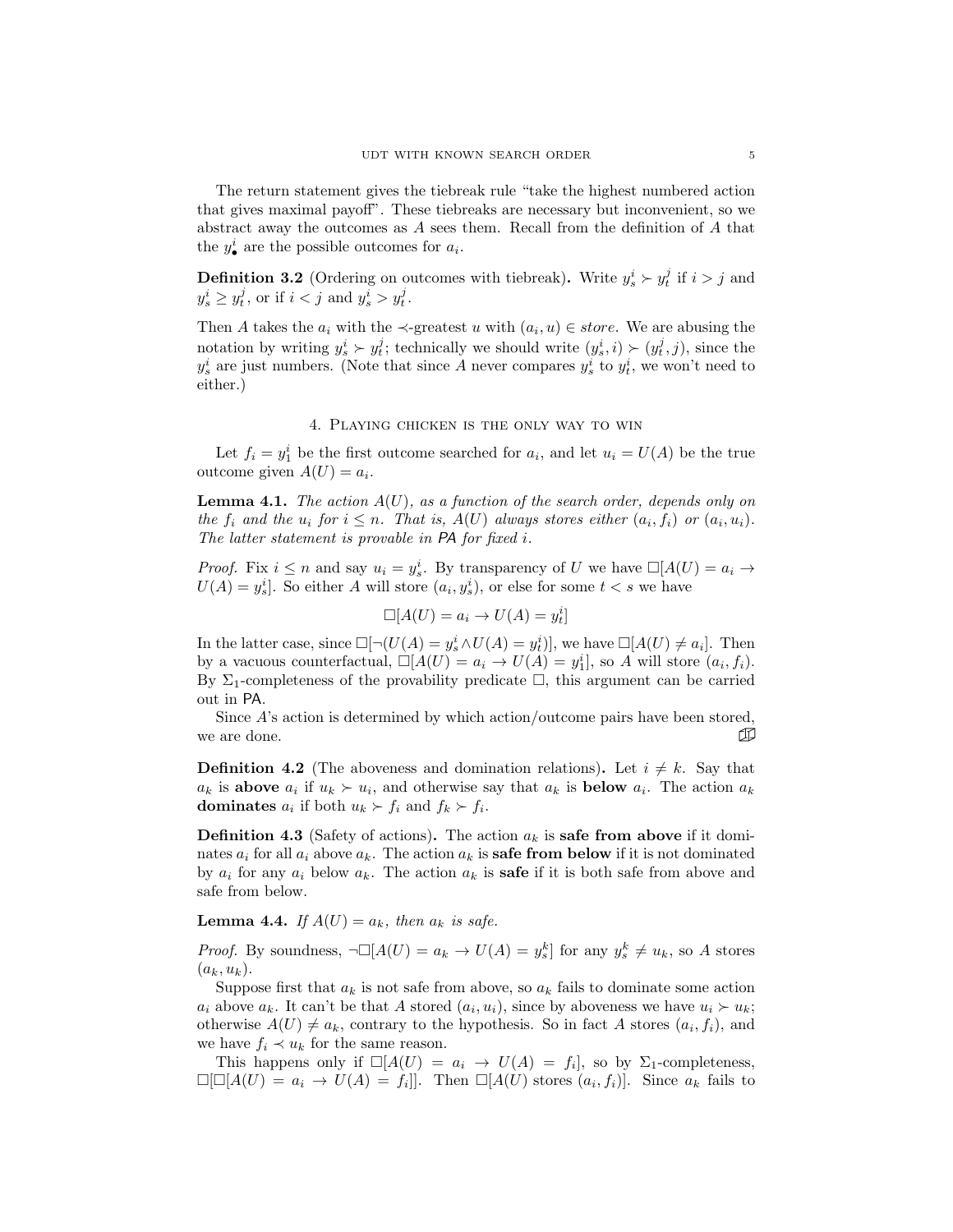The return statement gives the tiebreak rule "take the highest numbered action that gives maximal payoff". These tiebreaks are necessary but inconvenient, so we abstract away the outcomes as $A$ sees them. Recall from the definition of $A$ that the $y^i_\bullet$ are the possible outcomes for $a_i$.

**Definition 3.2** (Ordering on outcomes with tiebreak)**.** Write $y^i_s \succ y^j_t$ if $i > j$ and $y^i_s \geq y^j_t$, or if $i < j$ and $y^i_s > y^j_t$.

Then $A$ takes the $a_i$ with the $\prec$-greatest $u$ with $(a_i, u) \in store$. We are abusing the notation by writing $y^i_s \succ y^j_t$; technically we should write $(y^i_s, i) \succ (y^j_t, j)$, since the $y^i_s$ are just numbers. (Note that since $A$ never compares $y^i_s$ to $y^i_t$, we won't need to either.)

## 4. Playing chicken is the only way to win

Let $f_i = y^i_1$ be the first outcome searched for $a_i$, and let $u_i = U(A)$ be the true outcome given $A(U) = a_i$.

**Lemma 4.1.** *The action $A(U)$, as a function of the search order, depends only on the $f_i$ and the $u_i$ for $i \leq n$. That is, $A(U)$ always stores either $(a_i, f_i)$ or $(a_i, u_i)$. The latter statement is provable in* PA *for fixed $i$.*

*Proof.* Fix $i \leq n$ and say $u_i = y^i_s$. By transparency of $U$ we have $\Box[A(U) = a_i \to U(A) = y^i_s]$. So either $A$ will store $(a_i, y^i_s)$, or else for some $t < s$ we have

$$\Box[A(U) = a_i \to U(A) = y^i_t]$$

In the latter case, since $\Box[\neg(U(A) = y^i_s \wedge U(A) = y^i_t)]$, we have $\Box[A(U) \neq a_i]$. Then by a vacuous counterfactual, $\Box[A(U) = a_i \to U(A) = y^i_1]$, so $A$ will store $(a_i, f_i)$. By $\Sigma_1$-completeness of the provability predicate $\Box$, this argument can be carried out in PA.

Since $A$'s action is determined by which action/outcome pairs have been stored, we are done. ∎

**Definition 4.2** (The aboveness and domination relations)**.** Let $i \neq k$. Say that $a_k$ is **above** $a_i$ if $u_k \succ u_i$, and otherwise say that $a_k$ is **below** $a_i$. The action $a_k$ **dominates** $a_i$ if both $u_k \succ f_i$ and $f_k \succ f_i$.

**Definition 4.3** (Safety of actions)**.** The action $a_k$ is **safe from above** if it dominates $a_i$ for all $a_i$ above $a_k$. The action $a_k$ is **safe from below** if it is not dominated by $a_i$ for any $a_i$ below $a_k$. The action $a_k$ is **safe** if it is both safe from above and safe from below.

**Lemma 4.4.** *If $A(U) = a_k$, then $a_k$ is safe.*

*Proof.* By soundness, $\neg\Box[A(U) = a_k \to U(A) = y^k_s]$ for any $y^k_s \neq u_k$, so $A$ stores $(a_k, u_k)$.

Suppose first that $a_k$ is not safe from above, so $a_k$ fails to dominate some action $a_i$ above $a_k$. It can't be that $A$ stored $(a_i, u_i)$, since by aboveness we have $u_i \succ u_k$; otherwise $A(U) \neq a_k$, contrary to the hypothesis. So in fact $A$ stores $(a_i, f_i)$, and we have $f_i \prec u_k$ for the same reason.

This happens only if $\Box[A(U) = a_i \to U(A) = f_i]$, so by $\Sigma_1$-completeness, $\Box[\Box[A(U) = a_i \to U(A) = f_i]]$. Then $\Box[A(U)$ stores $(a_i, f_i)]$. Since $a_k$ fails to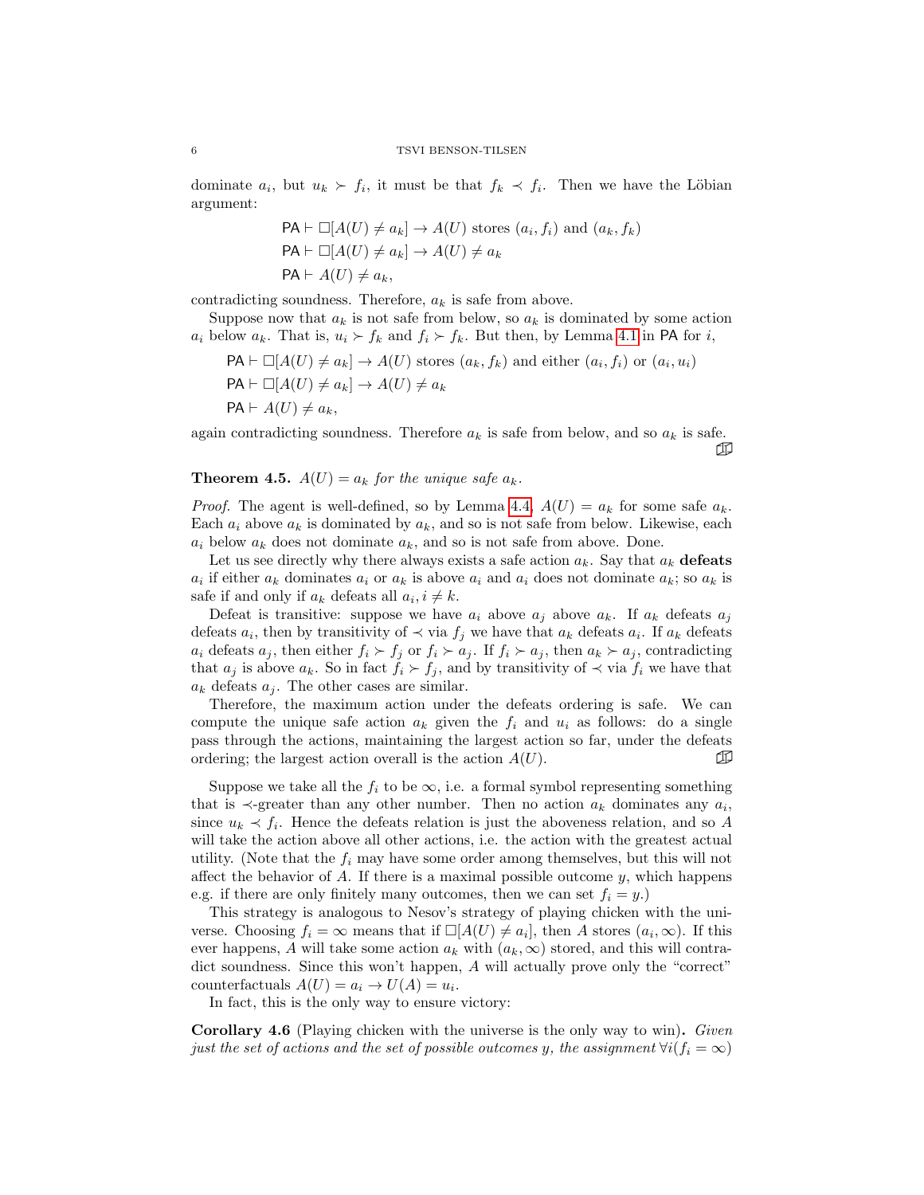dominate $a_i$, but $u_k \succ f_i$, it must be that $f_k \prec f_i$. Then we have the Löbian argument:

$$\mathsf{PA} \vdash \Box[A(U) \neq a_k] \rightarrow A(U) \text{ stores } (a_i, f_i) \text{ and } (a_k, f_k)$$
$$\mathsf{PA} \vdash \Box[A(U) \neq a_k] \rightarrow A(U) \neq a_k$$
$$\mathsf{PA} \vdash A(U) \neq a_k,$$

contradicting soundness. Therefore, $a_k$ is safe from above.

Suppose now that $a_k$ is not safe from below, so $a_k$ is dominated by some action $a_i$ below $a_k$. That is, $u_i \succ f_k$ and $f_i \succ f_k$. But then, by Lemma 4.1 in $\mathsf{PA}$ for $i$,

$$\mathsf{PA} \vdash \Box[A(U) \neq a_k] \rightarrow A(U) \text{ stores } (a_k, f_k) \text{ and either } (a_i, f_i) \text{ or } (a_i, u_i)$$
$$\mathsf{PA} \vdash \Box[A(U) \neq a_k] \rightarrow A(U) \neq a_k$$
$$\mathsf{PA} \vdash A(U) \neq a_k,$$

again contradicting soundness. Therefore $a_k$ is safe from below, and so $a_k$ is safe. ∎

**Theorem 4.5.** *$A(U) = a_k$ for the unique safe $a_k$.*

*Proof.* The agent is well-defined, so by Lemma 4.4, $A(U) = a_k$ for some safe $a_k$. Each $a_i$ above $a_k$ is dominated by $a_k$, and so is not safe from below. Likewise, each $a_i$ below $a_k$ does not dominate $a_k$, and so is not safe from above. Done.

Let us see directly why there always exists a safe action $a_k$. Say that $a_k$ **defeats** $a_i$ if either $a_k$ dominates $a_i$ or $a_k$ is above $a_i$ and $a_i$ does not dominate $a_k$; so $a_k$ is safe if and only if $a_k$ defeats all $a_i, i \neq k$.

Defeat is transitive: suppose we have $a_i$ above $a_j$ above $a_k$. If $a_k$ defeats $a_j$ defeats $a_i$, then by transitivity of $\prec$ via $f_j$ we have that $a_k$ defeats $a_i$. If $a_k$ defeats $a_i$ defeats $a_j$, then either $f_i \succ f_j$ or $f_i \succ a_j$. If $f_i \succ a_j$, then $a_k \succ a_j$, contradicting that $a_j$ is above $a_k$. So in fact $f_i \succ f_j$, and by transitivity of $\prec$ via $f_i$ we have that $a_k$ defeats $a_j$. The other cases are similar.

Therefore, the maximum action under the defeats ordering is safe. We can compute the unique safe action $a_k$ given the $f_i$ and $u_i$ as follows: do a single pass through the actions, maintaining the largest action so far, under the defeats ordering; the largest action overall is the action $A(U)$. ∎

Suppose we take all the $f_i$ to be $\infty$, i.e. a formal symbol representing something that is $\prec$-greater than any other number. Then no action $a_k$ dominates any $a_i$, since $u_k \prec f_i$. Hence the defeats relation is just the aboveness relation, and so $A$ will take the action above all other actions, i.e. the action with the greatest actual utility. (Note that the $f_i$ may have some order among themselves, but this will not affect the behavior of $A$. If there is a maximal possible outcome $y$, which happens e.g. if there are only finitely many outcomes, then we can set $f_i = y$.)

This strategy is analogous to Nesov's strategy of playing chicken with the universe. Choosing $f_i = \infty$ means that if $\Box[A(U) \neq a_i]$, then $A$ stores $(a_i, \infty)$. If this ever happens, $A$ will take some action $a_k$ with $(a_k, \infty)$ stored, and this will contradict soundness. Since this won't happen, $A$ will actually prove only the "correct" counterfactuals $A(U) = a_i \rightarrow U(A) = u_i$.

In fact, this is the only way to ensure victory:

**Corollary 4.6** (Playing chicken with the universe is the only way to win)**.** *Given just the set of actions and the set of possible outcomes $y$, the assignment $\forall i(f_i = \infty)$*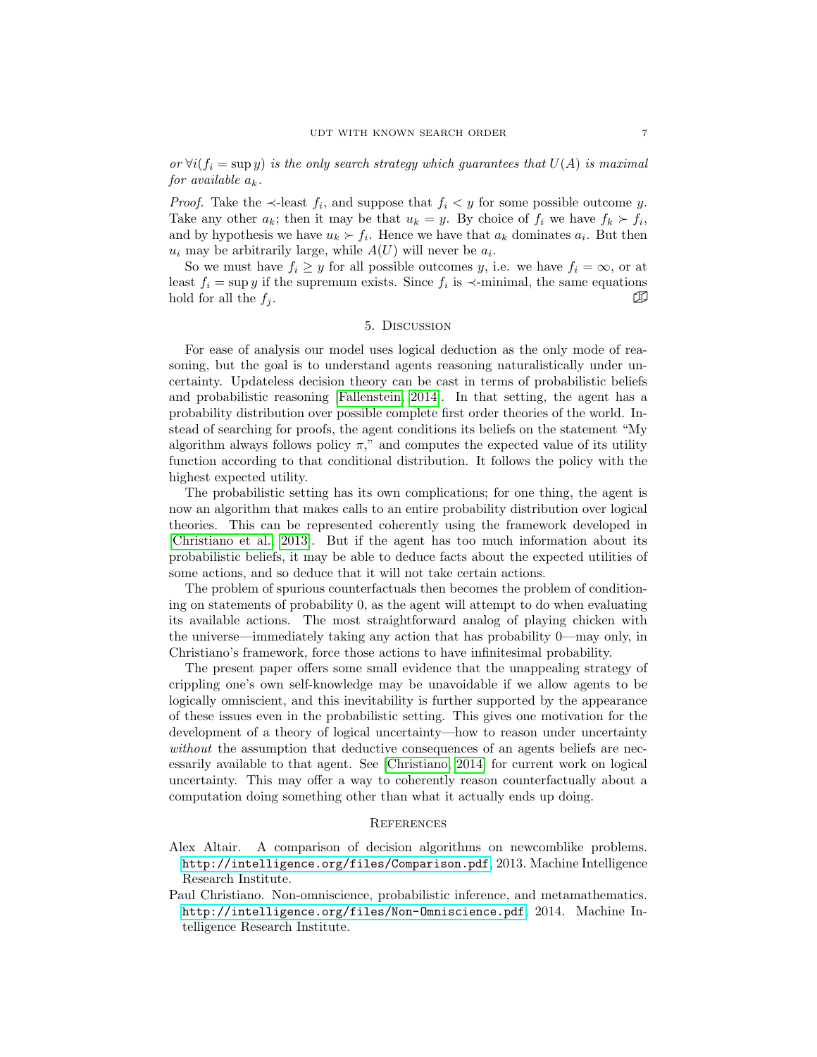*or $\forall i(f_i = \sup y)$ is the only search strategy which guarantees that $U(A)$ is maximal for available $a_k$.*

*Proof.* Take the $\prec$-least $f_i$, and suppose that $f_i < y$ for some possible outcome $y$. Take any other $a_k$; then it may be that $u_k = y$. By choice of $f_i$ we have $f_k \succ f_i$, and by hypothesis we have $u_k \succ f_i$. Hence we have that $a_k$ dominates $a_i$. But then $u_i$ may be arbitrarily large, while $A(U)$ will never be $a_i$.

So we must have $f_i \geq y$ for all possible outcomes $y$, i.e. we have $f_i = \infty$, or at least $f_i = \sup y$ if the supremum exists. Since $f_i$ is $\prec$-minimal, the same equations hold for all the $f_j$. ∎

## 5. Discussion

For ease of analysis our model uses logical deduction as the only mode of reasoning, but the goal is to understand agents reasoning naturalistically under uncertainty. Updateless decision theory can be cast in terms of probabilistic beliefs and probabilistic reasoning [Fallenstein, 2014]. In that setting, the agent has a probability distribution over possible complete first order theories of the world. Instead of searching for proofs, the agent conditions its beliefs on the statement "My algorithm always follows policy $\pi$," and computes the expected value of its utility function according to that conditional distribution. It follows the policy with the highest expected utility.

The probabilistic setting has its own complications; for one thing, the agent is now an algorithm that makes calls to an entire probability distribution over logical theories. This can be represented coherently using the framework developed in [Christiano et al., 2013]. But if the agent has too much information about its probabilistic beliefs, it may be able to deduce facts about the expected utilities of some actions, and so deduce that it will not take certain actions.

The problem of spurious counterfactuals then becomes the problem of conditioning on statements of probability 0, as the agent will attempt to do when evaluating its available actions. The most straightforward analog of playing chicken with the universe—immediately taking any action that has probability 0—may only, in Christiano's framework, force those actions to have infinitesimal probability.

The present paper offers some small evidence that the unappealing strategy of crippling one's own self-knowledge may be unavoidable if we allow agents to be logically omniscient, and this inevitability is further supported by the appearance of these issues even in the probabilistic setting. This gives one motivation for the development of a theory of logical uncertainty—how to reason under uncertainty *without* the assumption that deductive consequences of an agents beliefs are necessarily available to that agent. See [Christiano, 2014] for current work on logical uncertainty. This may offer a way to coherently reason counterfactually about a computation doing something other than what it actually ends up doing.

## References

Alex Altair. A comparison of decision algorithms on newcomblike problems. `http://intelligence.org/files/Comparison.pdf`, 2013. Machine Intelligence Research Institute.

Paul Christiano. Non-omniscience, probabilistic inference, and metamathematics. `http://intelligence.org/files/Non-Omniscience.pdf`, 2014. Machine Intelligence Research Institute.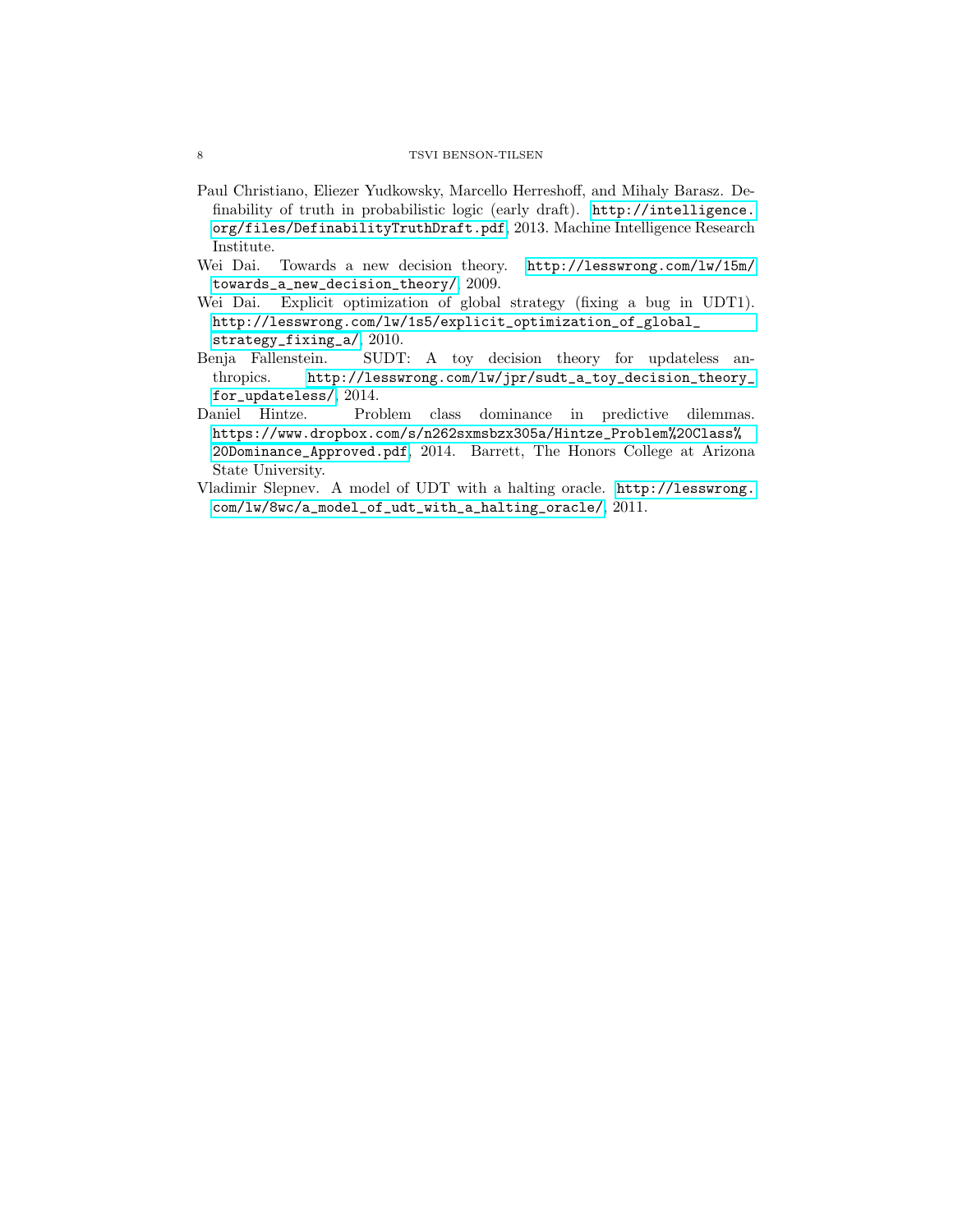Paul Christiano, Eliezer Yudkowsky, Marcello Herreshoff, and Mihaly Barasz. Definability of truth in probabilistic logic (early draft). http://intelligence.org/files/DefinabilityTruthDraft.pdf, 2013. Machine Intelligence Research Institute.

Wei Dai. Towards a new decision theory. http://lesswrong.com/lw/15m/towards_a_new_decision_theory/, 2009.

Wei Dai. Explicit optimization of global strategy (fixing a bug in UDT1). http://lesswrong.com/lw/1s5/explicit_optimization_of_global_strategy_fixing_a/, 2010.

Benja Fallenstein. SUDT: A toy decision theory for updateless anthropics. http://lesswrong.com/lw/jpr/sudt_a_toy_decision_theory_for_updateless/, 2014.

Daniel Hintze. Problem class dominance in predictive dilemmas. https://www.dropbox.com/s/n262sxmsbzx305a/Hintze_Problem%20Class%20Dominance_Approved.pdf, 2014. Barrett, The Honors College at Arizona State University.

Vladimir Slepnev. A model of UDT with a halting oracle. http://lesswrong.com/lw/8wc/a_model_of_udt_with_a_halting_oracle/, 2011.